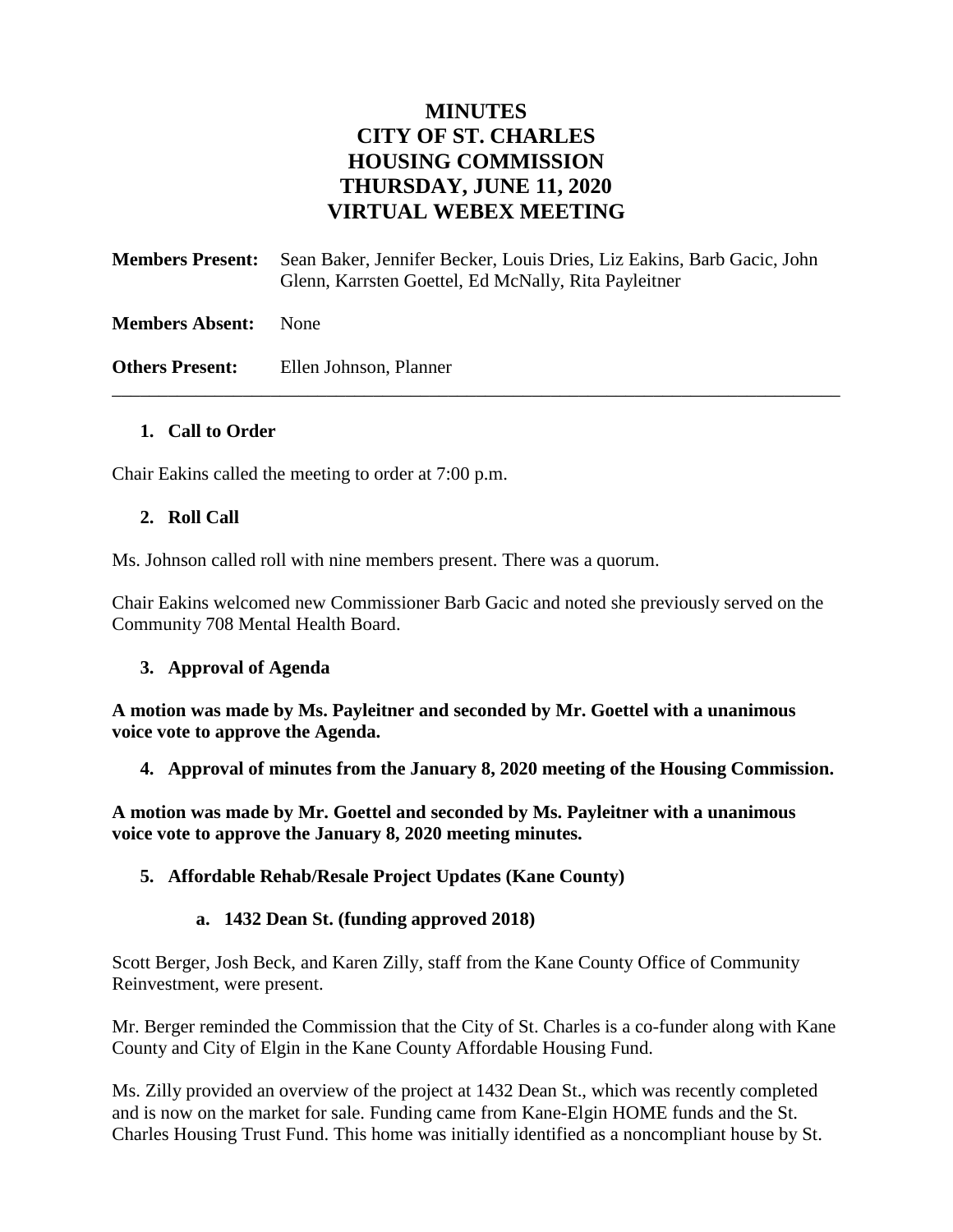# MINUTES
# CITY OF ST. CHARLES
# HOUSING COMMISSION
# THURSDAY, JUNE 11, 2020
# VIRTUAL WEBEX MEETING

**Members Present:** Sean Baker, Jennifer Becker, Louis Dries, Liz Eakins, Barb Gacic, John Glenn, Karrsten Goettel, Ed McNally, Rita Payleitner

**Members Absent:** None

**Others Present:** Ellen Johnson, Planner

---

1. **Call to Order**

Chair Eakins called the meeting to order at 7:00 p.m.

2. **Roll Call**

Ms. Johnson called roll with nine members present. There was a quorum.

Chair Eakins welcomed new Commissioner Barb Gacic and noted she previously served on the Community 708 Mental Health Board.

3. **Approval of Agenda**

**A motion was made by Ms. Payleitner and seconded by Mr. Goettel with a unanimous voice vote to approve the Agenda.**

4. **Approval of minutes from the January 8, 2020 meeting of the Housing Commission.**

**A motion was made by Mr. Goettel and seconded by Ms. Payleitner with a unanimous voice vote to approve the January 8, 2020 meeting minutes.**

5. **Affordable Rehab/Resale Project Updates (Kane County)**

   a. **1432 Dean St. (funding approved 2018)**

Scott Berger, Josh Beck, and Karen Zilly, staff from the Kane County Office of Community Reinvestment, were present.

Mr. Berger reminded the Commission that the City of St. Charles is a co-funder along with Kane County and City of Elgin in the Kane County Affordable Housing Fund.

Ms. Zilly provided an overview of the project at 1432 Dean St., which was recently completed and is now on the market for sale. Funding came from Kane-Elgin HOME funds and the St. Charles Housing Trust Fund. This home was initially identified as a noncompliant house by St.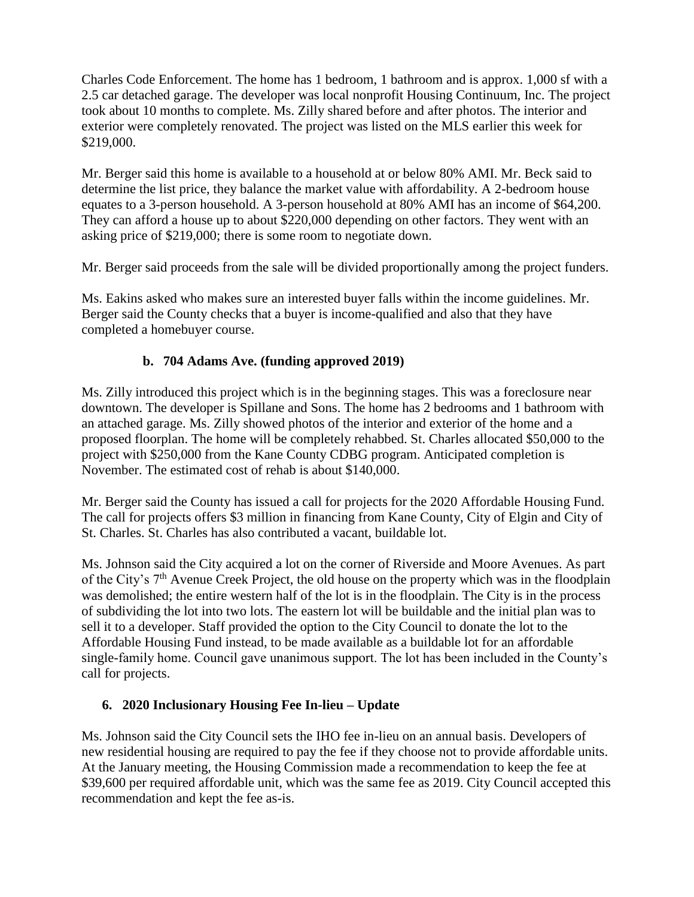Charles Code Enforcement. The home has 1 bedroom, 1 bathroom and is approx. 1,000 sf with a 2.5 car detached garage. The developer was local nonprofit Housing Continuum, Inc. The project took about 10 months to complete. Ms. Zilly shared before and after photos. The interior and exterior were completely renovated. The project was listed on the MLS earlier this week for $219,000.

Mr. Berger said this home is available to a household at or below 80% AMI. Mr. Beck said to determine the list price, they balance the market value with affordability. A 2-bedroom house equates to a 3-person household. A 3-person household at 80% AMI has an income of $64,200. They can afford a house up to about $220,000 depending on other factors. They went with an asking price of $219,000; there is some room to negotiate down.

Mr. Berger said proceeds from the sale will be divided proportionally among the project funders.

Ms. Eakins asked who makes sure an interested buyer falls within the income guidelines. Mr. Berger said the County checks that a buyer is income-qualified and also that they have completed a homebuyer course.

### b. 704 Adams Ave. (funding approved 2019)

Ms. Zilly introduced this project which is in the beginning stages. This was a foreclosure near downtown. The developer is Spillane and Sons. The home has 2 bedrooms and 1 bathroom with an attached garage. Ms. Zilly showed photos of the interior and exterior of the home and a proposed floorplan. The home will be completely rehabbed. St. Charles allocated $50,000 to the project with $250,000 from the Kane County CDBG program. Anticipated completion is November. The estimated cost of rehab is about $140,000.

Mr. Berger said the County has issued a call for projects for the 2020 Affordable Housing Fund. The call for projects offers $3 million in financing from Kane County, City of Elgin and City of St. Charles. St. Charles has also contributed a vacant, buildable lot.

Ms. Johnson said the City acquired a lot on the corner of Riverside and Moore Avenues. As part of the City's 7th Avenue Creek Project, the old house on the property which was in the floodplain was demolished; the entire western half of the lot is in the floodplain. The City is in the process of subdividing the lot into two lots. The eastern lot will be buildable and the initial plan was to sell it to a developer. Staff provided the option to the City Council to donate the lot to the Affordable Housing Fund instead, to be made available as a buildable lot for an affordable single-family home. Council gave unanimous support. The lot has been included in the County's call for projects.

## 6. 2020 Inclusionary Housing Fee In-lieu – Update

Ms. Johnson said the City Council sets the IHO fee in-lieu on an annual basis. Developers of new residential housing are required to pay the fee if they choose not to provide affordable units. At the January meeting, the Housing Commission made a recommendation to keep the fee at $39,600 per required affordable unit, which was the same fee as 2019. City Council accepted this recommendation and kept the fee as-is.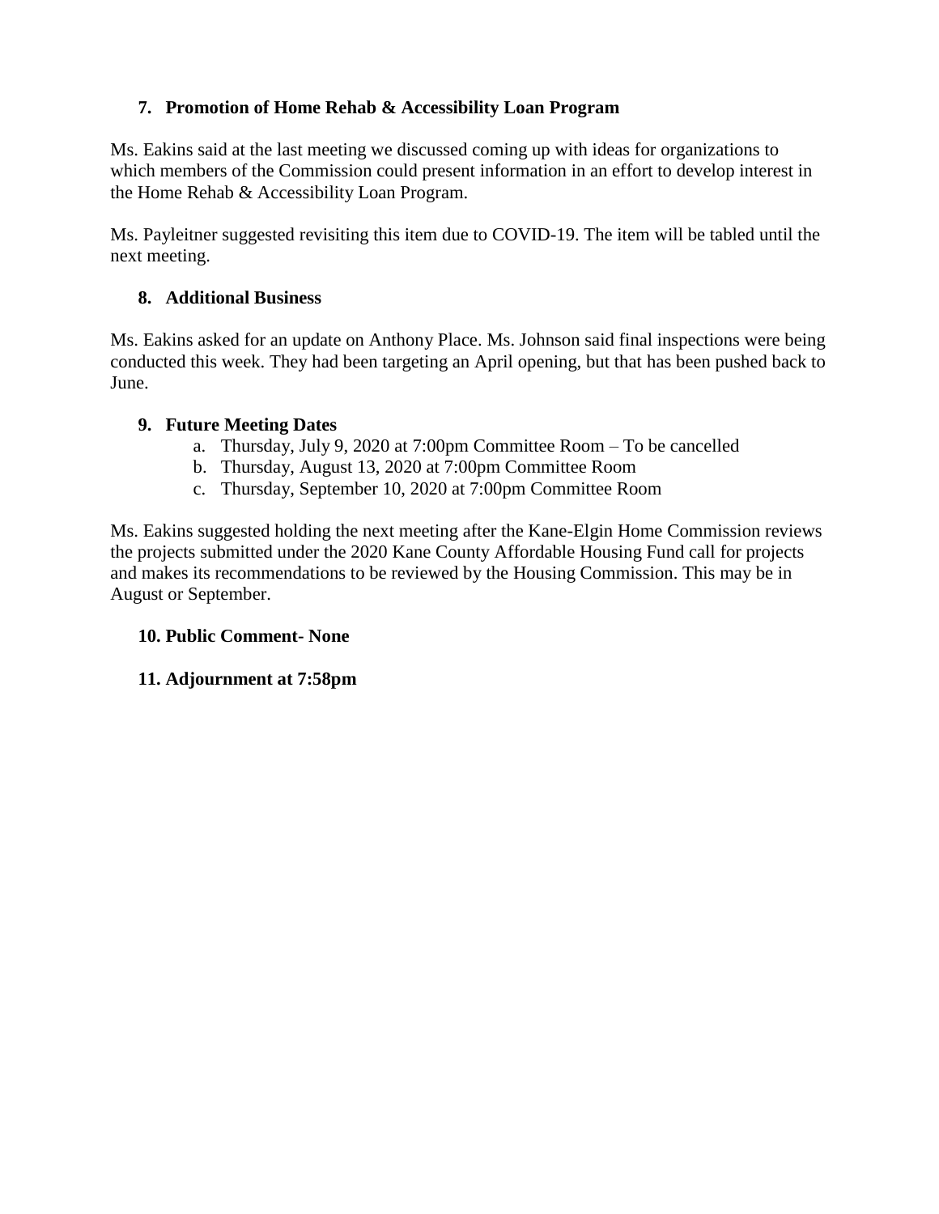**7. Promotion of Home Rehab & Accessibility Loan Program**

Ms. Eakins said at the last meeting we discussed coming up with ideas for organizations to which members of the Commission could present information in an effort to develop interest in the Home Rehab & Accessibility Loan Program.

Ms. Payleitner suggested revisiting this item due to COVID-19. The item will be tabled until the next meeting.

**8. Additional Business**

Ms. Eakins asked for an update on Anthony Place. Ms. Johnson said final inspections were being conducted this week. They had been targeting an April opening, but that has been pushed back to June.

**9. Future Meeting Dates**

a. Thursday, July 9, 2020 at 7:00pm Committee Room – To be cancelled
b. Thursday, August 13, 2020 at 7:00pm Committee Room
c. Thursday, September 10, 2020 at 7:00pm Committee Room

Ms. Eakins suggested holding the next meeting after the Kane-Elgin Home Commission reviews the projects submitted under the 2020 Kane County Affordable Housing Fund call for projects and makes its recommendations to be reviewed by the Housing Commission. This may be in August or September.

**10. Public Comment- None**

**11. Adjournment at 7:58pm**